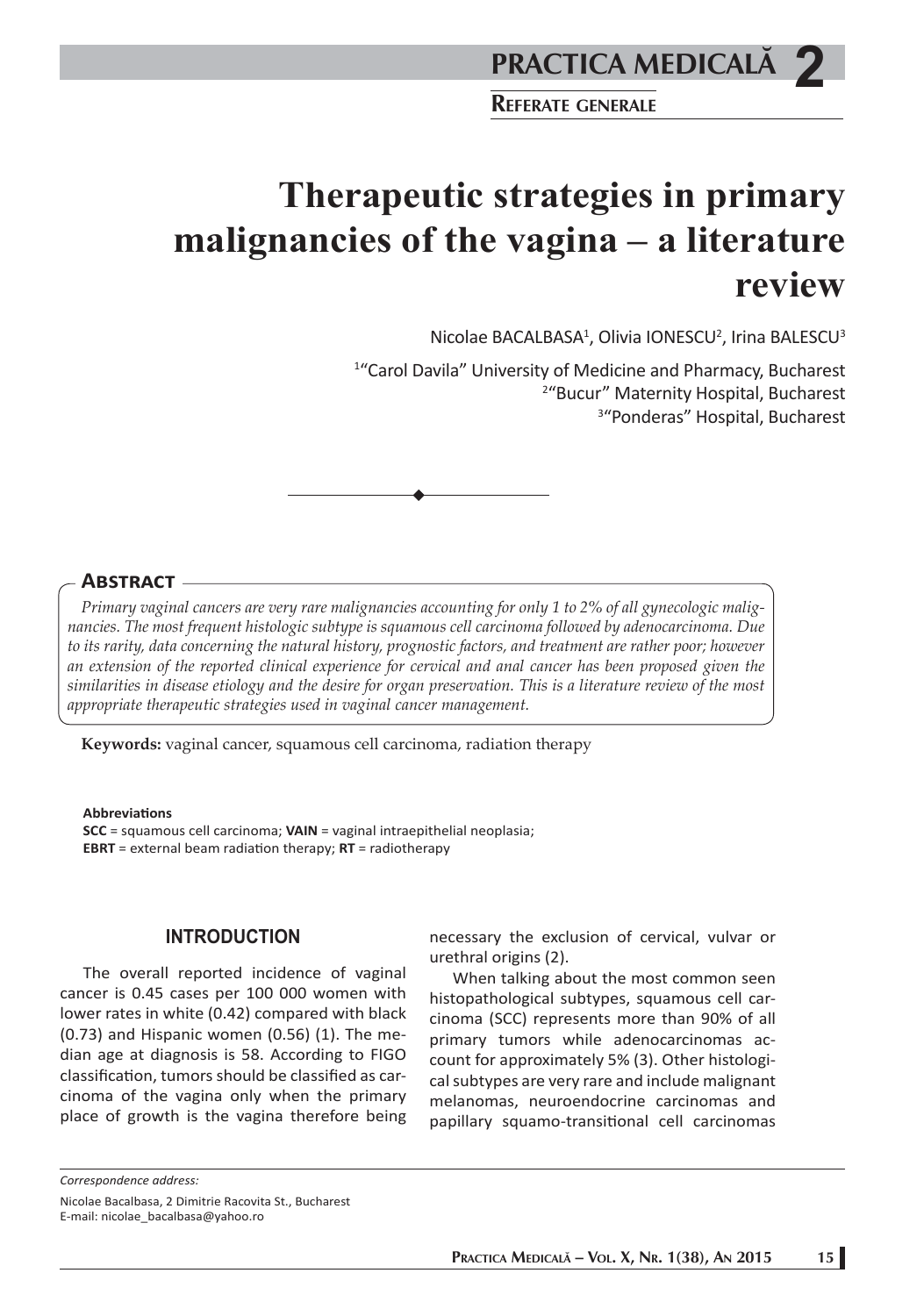# Therapeutic strategies in primary malignancies of the vagina – a literature review

Nicolae BACALBASA[1], Olivia IONESCU[2], Irina BALESCU[3]

[1]"Carol Davila" University of Medicine and Pharmacy, Bucharest
[2]"Bucur" Maternity Hospital, Bucharest
[3]"Ponderas" Hospital, Bucharest

## Abstract

*Primary vaginal cancers are very rare malignancies accounting for only 1 to 2% of all gynecologic malignancies. The most frequent histologic subtype is squamous cell carcinoma followed by adenocarcinoma. Due to its rarity, data concerning the natural history, prognostic factors, and treatment are rather poor; however an extension of the reported clinical experience for cervical and anal cancer has been proposed given the similarities in disease etiology and the desire for organ preservation. This is a literature review of the most appropriate therapeutic strategies used in vaginal cancer management.*

**Keywords:** vaginal cancer, squamous cell carcinoma, radiation therapy

**Abbreviations**
**SCC** = squamous cell carcinoma; **VAIN** = vaginal intraepithelial neoplasia;
**EBRT** = external beam radiation therapy; **RT** = radiotherapy

## INTRODUCTION

The overall reported incidence of vaginal cancer is 0.45 cases per 100 000 women with lower rates in white (0.42) compared with black (0.73) and Hispanic women (0.56) (1). The median age at diagnosis is 58. According to FIGO classification, tumors should be classified as carcinoma of the vagina only when the primary place of growth is the vagina therefore being necessary the exclusion of cervical, vulvar or urethral origins (2).

When talking about the most common seen histopathological subtypes, squamous cell carcinoma (SCC) represents more than 90% of all primary tumors while adenocarcinomas account for approximately 5% (3). Other histological subtypes are very rare and include malignant melanomas, neuroendocrine carcinomas and papillary squamo-transitional cell carcinomas

*Correspondence address:*

Nicolae Bacalbasa, 2 Dimitrie Racovita St., Bucharest
E-mail: nicolae_bacalbasa@yahoo.ro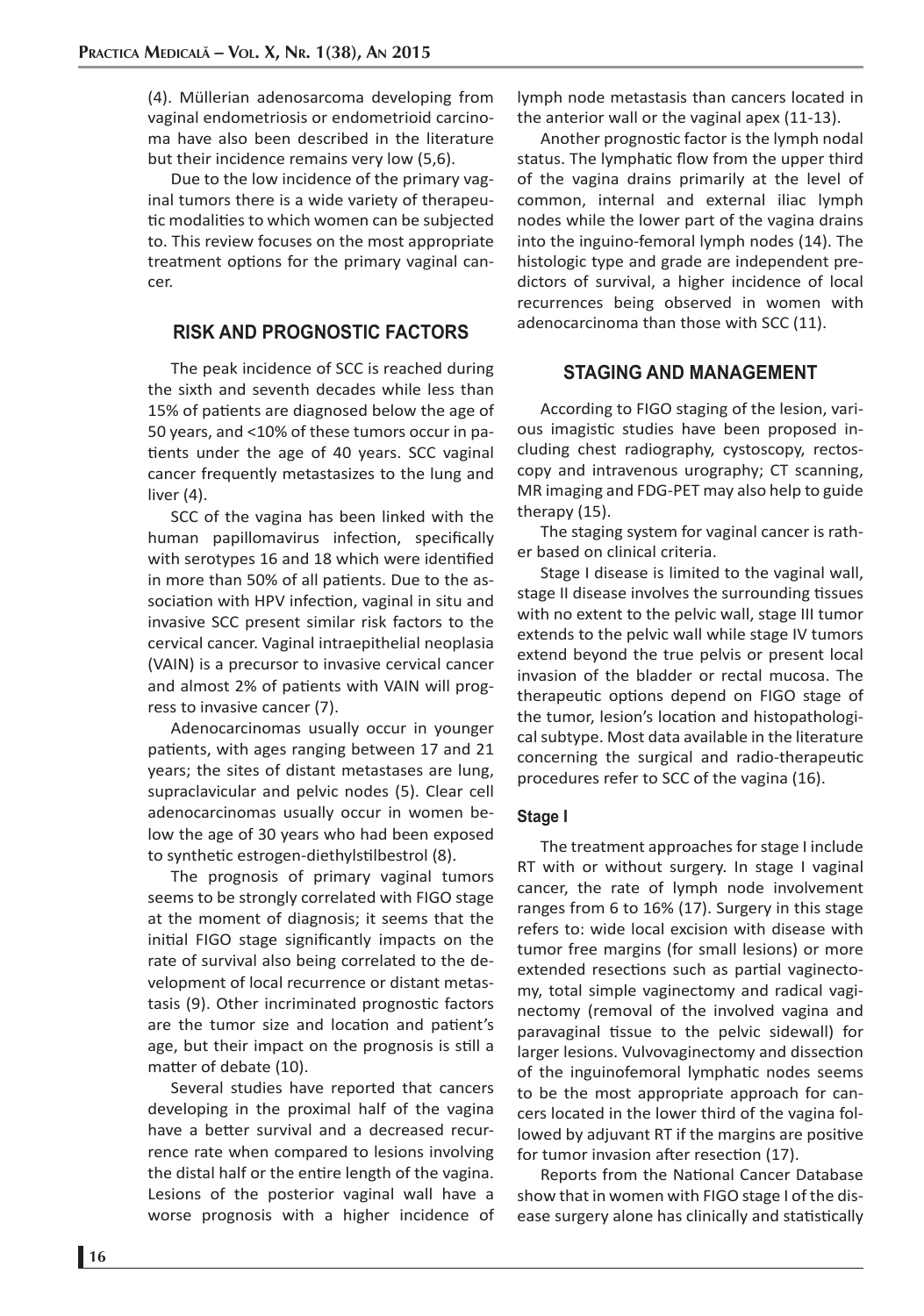(4). Müllerian adenosarcoma developing from vaginal endometriosis or endometrioid carcinoma have also been described in the literature but their incidence remains very low (5,6).

Due to the low incidence of the primary vaginal tumors there is a wide variety of therapeutic modalities to which women can be subjected to. This review focuses on the most appropriate treatment options for the primary vaginal cancer.

## RISK AND PROGNOSTIC FACTORS

The peak incidence of SCC is reached during the sixth and seventh decades while less than 15% of patients are diagnosed below the age of 50 years, and <10% of these tumors occur in patients under the age of 40 years. SCC vaginal cancer frequently metastasizes to the lung and liver (4).

SCC of the vagina has been linked with the human papillomavirus infection, specifically with serotypes 16 and 18 which were identified in more than 50% of all patients. Due to the association with HPV infection, vaginal in situ and invasive SCC present similar risk factors to the cervical cancer. Vaginal intraepithelial neoplasia (VAIN) is a precursor to invasive cervical cancer and almost 2% of patients with VAIN will progress to invasive cancer (7).

Adenocarcinomas usually occur in younger patients, with ages ranging between 17 and 21 years; the sites of distant metastases are lung, supraclavicular and pelvic nodes (5). Clear cell adenocarcinomas usually occur in women below the age of 30 years who had been exposed to synthetic estrogen-diethylstilbestrol (8).

The prognosis of primary vaginal tumors seems to be strongly correlated with FIGO stage at the moment of diagnosis; it seems that the initial FIGO stage significantly impacts on the rate of survival also being correlated to the development of local recurrence or distant metastasis (9). Other incriminated prognostic factors are the tumor size and location and patient's age, but their impact on the prognosis is still a matter of debate (10).

Several studies have reported that cancers developing in the proximal half of the vagina have a better survival and a decreased recurrence rate when compared to lesions involving the distal half or the entire length of the vagina. Lesions of the posterior vaginal wall have a worse prognosis with a higher incidence of lymph node metastasis than cancers located in the anterior wall or the vaginal apex (11-13).

Another prognostic factor is the lymph nodal status. The lymphatic flow from the upper third of the vagina drains primarily at the level of common, internal and external iliac lymph nodes while the lower part of the vagina drains into the inguino-femoral lymph nodes (14). The histologic type and grade are independent predictors of survival, a higher incidence of local recurrences being observed in women with adenocarcinoma than those with SCC (11).

## STAGING AND MANAGEMENT

According to FIGO staging of the lesion, various imagistic studies have been proposed including chest radiography, cystoscopy, rectoscopy and intravenous urography; CT scanning, MR imaging and FDG-PET may also help to guide therapy (15).

The staging system for vaginal cancer is rather based on clinical criteria.

Stage I disease is limited to the vaginal wall, stage II disease involves the surrounding tissues with no extent to the pelvic wall, stage III tumor extends to the pelvic wall while stage IV tumors extend beyond the true pelvis or present local invasion of the bladder or rectal mucosa. The therapeutic options depend on FIGO stage of the tumor, lesion's location and histopathological subtype. Most data available in the literature concerning the surgical and radio-therapeutic procedures refer to SCC of the vagina (16).

### Stage I

The treatment approaches for stage I include RT with or without surgery. In stage I vaginal cancer, the rate of lymph node involvement ranges from 6 to 16% (17). Surgery in this stage refers to: wide local excision with disease with tumor free margins (for small lesions) or more extended resections such as partial vaginectomy, total simple vaginectomy and radical vaginectomy (removal of the involved vagina and paravaginal tissue to the pelvic sidewall) for larger lesions. Vulvovaginectomy and dissection of the inguinofemoral lymphatic nodes seems to be the most appropriate approach for cancers located in the lower third of the vagina followed by adjuvant RT if the margins are positive for tumor invasion after resection (17).

Reports from the National Cancer Database show that in women with FIGO stage I of the disease surgery alone has clinically and statistically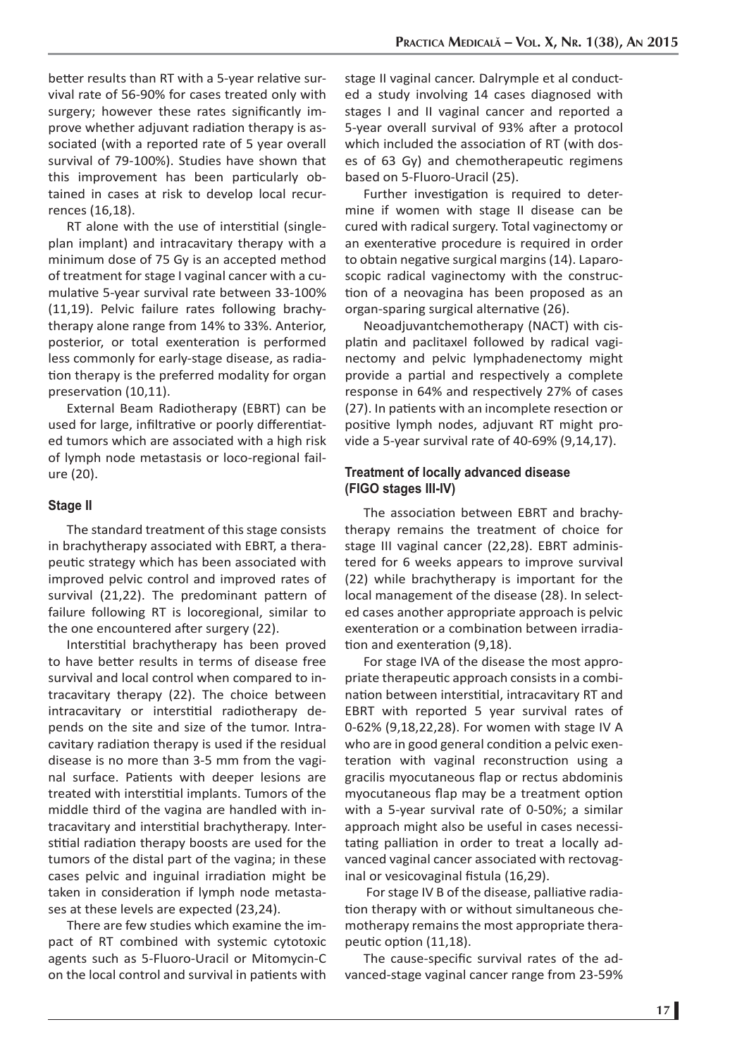better results than RT with a 5-year relative survival rate of 56-90% for cases treated only with surgery; however these rates significantly improve whether adjuvant radiation therapy is associated (with a reported rate of 5 year overall survival of 79-100%). Studies have shown that this improvement has been particularly obtained in cases at risk to develop local recurrences (16,18).

RT alone with the use of interstitial (single-plan implant) and intracavitary therapy with a minimum dose of 75 Gy is an accepted method of treatment for stage I vaginal cancer with a cumulative 5-year survival rate between 33-100% (11,19). Pelvic failure rates following brachytherapy alone range from 14% to 33%. Anterior, posterior, or total exenteration is performed less commonly for early-stage disease, as radiation therapy is the preferred modality for organ preservation (10,11).

External Beam Radiotherapy (EBRT) can be used for large, infiltrative or poorly differentiated tumors which are associated with a high risk of lymph node metastasis or loco-regional failure (20).

### Stage II

The standard treatment of this stage consists in brachytherapy associated with EBRT, a therapeutic strategy which has been associated with improved pelvic control and improved rates of survival (21,22). The predominant pattern of failure following RT is locoregional, similar to the one encountered after surgery (22).

Interstitial brachytherapy has been proved to have better results in terms of disease free survival and local control when compared to intracavitary therapy (22). The choice between intracavitary or interstitial radiotherapy depends on the site and size of the tumor. Intracavitary radiation therapy is used if the residual disease is no more than 3-5 mm from the vaginal surface. Patients with deeper lesions are treated with interstitial implants. Tumors of the middle third of the vagina are handled with intracavitary and interstitial brachytherapy. Interstitial radiation therapy boosts are used for the tumors of the distal part of the vagina; in these cases pelvic and inguinal irradiation might be taken in consideration if lymph node metastases at these levels are expected (23,24).

There are few studies which examine the impact of RT combined with systemic cytotoxic agents such as 5-Fluoro-Uracil or Mitomycin-C on the local control and survival in patients with stage II vaginal cancer. Dalrymple et al conducted a study involving 14 cases diagnosed with stages I and II vaginal cancer and reported a 5-year overall survival of 93% after a protocol which included the association of RT (with doses of 63 Gy) and chemotherapeutic regimens based on 5-Fluoro-Uracil (25).

Further investigation is required to determine if women with stage II disease can be cured with radical surgery. Total vaginectomy or an exenterative procedure is required in order to obtain negative surgical margins (14). Laparoscopic radical vaginectomy with the construction of a neovagina has been proposed as an organ-sparing surgical alternative (26).

Neoadjuvantchemotherapy (NACT) with cisplatin and paclitaxel followed by radical vaginectomy and pelvic lymphadenectomy might provide a partial and respectively a complete response in 64% and respectively 27% of cases (27). In patients with an incomplete resection or positive lymph nodes, adjuvant RT might provide a 5-year survival rate of 40-69% (9,14,17).

### Treatment of locally advanced disease (FIGO stages III-IV)

The association between EBRT and brachytherapy remains the treatment of choice for stage III vaginal cancer (22,28). EBRT administered for 6 weeks appears to improve survival (22) while brachytherapy is important for the local management of the disease (28). In selected cases another appropriate approach is pelvic exenteration or a combination between irradiation and exenteration (9,18).

For stage IVA of the disease the most appropriate therapeutic approach consists in a combination between interstitial, intracavitary RT and EBRT with reported 5 year survival rates of 0-62% (9,18,22,28). For women with stage IV A who are in good general condition a pelvic exenteration with vaginal reconstruction using a gracilis myocutaneous flap or rectus abdominis myocutaneous flap may be a treatment option with a 5-year survival rate of 0-50%; a similar approach might also be useful in cases necessitating palliation in order to treat a locally advanced vaginal cancer associated with rectovaginal or vesicovaginal fistula (16,29).

For stage IV B of the disease, palliative radiation therapy with or without simultaneous chemotherapy remains the most appropriate therapeutic option (11,18).

The cause-specific survival rates of the advanced-stage vaginal cancer range from 23-59%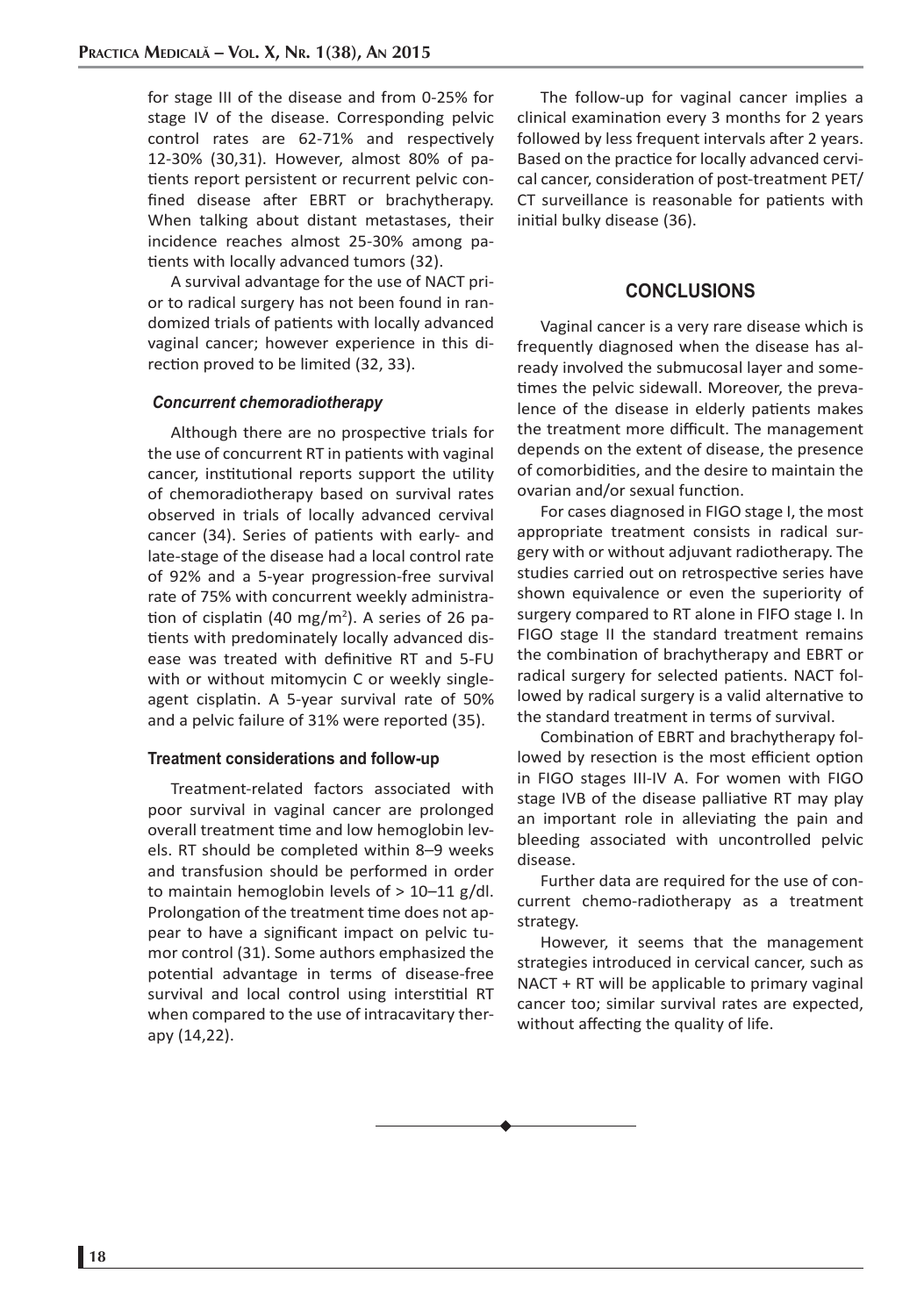for stage III of the disease and from 0-25% for stage IV of the disease. Corresponding pelvic control rates are 62-71% and respectively 12-30% (30,31). However, almost 80% of patients report persistent or recurrent pelvic confined disease after EBRT or brachytherapy. When talking about distant metastases, their incidence reaches almost 25-30% among patients with locally advanced tumors (32).

A survival advantage for the use of NACT prior to radical surgery has not been found in randomized trials of patients with locally advanced vaginal cancer; however experience in this direction proved to be limited (32, 33).

### *Concurrent chemoradiotherapy*

Although there are no prospective trials for the use of concurrent RT in patients with vaginal cancer, institutional reports support the utility of chemoradiotherapy based on survival rates observed in trials of locally advanced cervival cancer (34). Series of patients with early- and late-stage of the disease had a local control rate of 92% and a 5-year progression-free survival rate of 75% with concurrent weekly administration of cisplatin (40 mg/$m^2$). A series of 26 patients with predominately locally advanced disease was treated with definitive RT and 5-FU with or without mitomycin C or weekly single-agent cisplatin. A 5-year survival rate of 50% and a pelvic failure of 31% were reported (35).

### Treatment considerations and follow-up

Treatment-related factors associated with poor survival in vaginal cancer are prolonged overall treatment time and low hemoglobin levels. RT should be completed within 8–9 weeks and transfusion should be performed in order to maintain hemoglobin levels of > 10–11 g/dl. Prolongation of the treatment time does not appear to have a significant impact on pelvic tumor control (31). Some authors emphasized the potential advantage in terms of disease-free survival and local control using interstitial RT when compared to the use of intracavitary therapy (14,22).

The follow-up for vaginal cancer implies a clinical examination every 3 months for 2 years followed by less frequent intervals after 2 years. Based on the practice for locally advanced cervical cancer, consideration of post-treatment PET/CT surveillance is reasonable for patients with initial bulky disease (36).

## CONCLUSIONS

Vaginal cancer is a very rare disease which is frequently diagnosed when the disease has already involved the submucosal layer and sometimes the pelvic sidewall. Moreover, the prevalence of the disease in elderly patients makes the treatment more difficult. The management depends on the extent of disease, the presence of comorbidities, and the desire to maintain the ovarian and/or sexual function.

For cases diagnosed in FIGO stage I, the most appropriate treatment consists in radical surgery with or without adjuvant radiotherapy. The studies carried out on retrospective series have shown equivalence or even the superiority of surgery compared to RT alone in FIFO stage I. In FIGO stage II the standard treatment remains the combination of brachytherapy and EBRT or radical surgery for selected patients. NACT followed by radical surgery is a valid alternative to the standard treatment in terms of survival.

Combination of EBRT and brachytherapy followed by resection is the most efficient option in FIGO stages III-IV A. For women with FIGO stage IVB of the disease palliative RT may play an important role in alleviating the pain and bleeding associated with uncontrolled pelvic disease.

Further data are required for the use of concurrent chemo-radiotherapy as a treatment strategy.

However, it seems that the management strategies introduced in cervical cancer, such as NACT + RT will be applicable to primary vaginal cancer too; similar survival rates are expected, without affecting the quality of life.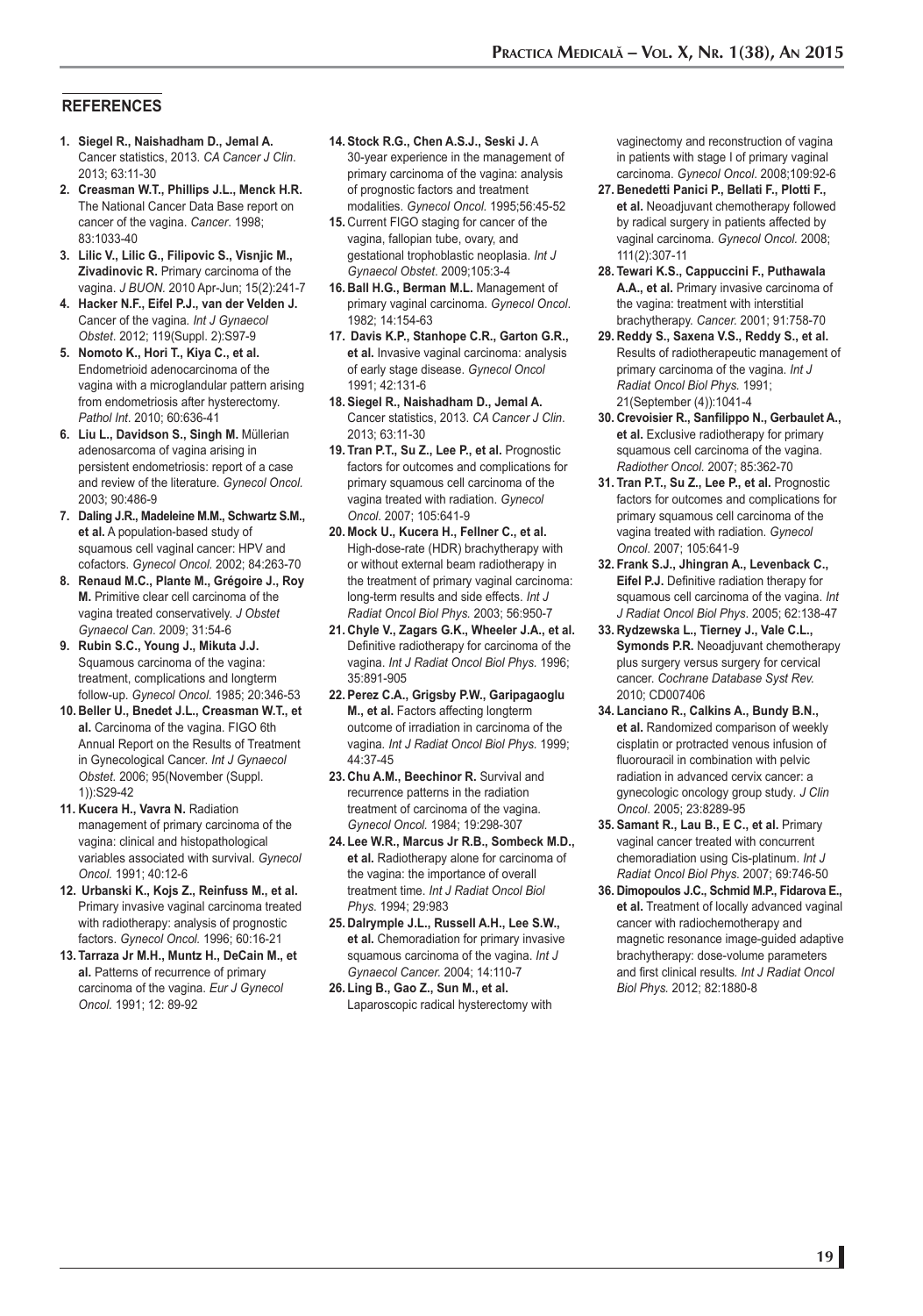## REFERENCES

1. **Siegel R., Naishadham D., Jemal A.** Cancer statistics, 2013. *CA Cancer J Clin*. 2013; 63:11-30
2. **Creasman W.T., Phillips J.L., Menck H.R.** The National Cancer Data Base report on cancer of the vagina. *Cancer*. 1998; 83:1033-40
3. **Lilic V., Lilic G., Filipovic S., Visnjic M., Zivadinovic R.** Primary carcinoma of the vagina. *J BUON*. 2010 Apr-Jun; 15(2):241-7
4. **Hacker N.F., Eifel P.J., van der Velden J.** Cancer of the vagina. *Int J Gynaecol Obstet*. 2012; 119(Suppl. 2):S97-9
5. **Nomoto K., Hori T., Kiya C., et al.** Endometrioid adenocarcinoma of the vagina with a microglandular pattern arising from endometriosis after hysterectomy. *Pathol Int*. 2010; 60:636-41
6. **Liu L., Davidson S., Singh M.** Müllerian adenosarcoma of vagina arising in persistent endometriosis: report of a case and review of the literature. *Gynecol Oncol.* 2003; 90:486-9
7. **Daling J.R., Madeleine M.M., Schwartz S.M., et al.** A population-based study of squamous cell vaginal cancer: HPV and cofactors. *Gynecol Oncol.* 2002; 84:263-70
8. **Renaud M.C., Plante M., Grégoire J., Roy M.** Primitive clear cell carcinoma of the vagina treated conservatively. *J Obstet Gynaecol Can*. 2009; 31:54-6
9. **Rubin S.C., Young J., Mikuta J.J.** Squamous carcinoma of the vagina: treatment, complications and longterm follow-up. *Gynecol Oncol.* 1985; 20:346-53
10. **Beller U., Bnedet J.L., Creasman W.T., et al.** Carcinoma of the vagina. FIGO 6th Annual Report on the Results of Treatment in Gynecological Cancer. *Int J Gynaecol Obstet.* 2006; 95(November (Suppl. 1)):S29-42
11. **Kucera H., Vavra N.** Radiation management of primary carcinoma of the vagina: clinical and histopathological variables associated with survival. *Gynecol Oncol.* 1991; 40:12-6
12. **Urbanski K., Kojs Z., Reinfuss M., et al.** Primary invasive vaginal carcinoma treated with radiotherapy: analysis of prognostic factors. *Gynecol Oncol.* 1996; 60:16-21
13. **Tarraza Jr M.H., Muntz H., DeCain M., et al.** Patterns of recurrence of primary carcinoma of the vagina. *Eur J Gynecol Oncol.* 1991; 12: 89-92
14. **Stock R.G., Chen A.S.J., Seski J.** A 30-year experience in the management of primary carcinoma of the vagina: analysis of prognostic factors and treatment modalities. *Gynecol Oncol.* 1995;56:45-52
15. Current FIGO staging for cancer of the vagina, fallopian tube, ovary, and gestational trophoblastic neoplasia. *Int J Gynaecol Obstet*. 2009;105:3-4
16. **Ball H.G., Berman M.L.** Management of primary vaginal carcinoma. *Gynecol Oncol*. 1982; 14:154-63
17. **Davis K.P., Stanhope C.R., Garton G.R., et al.** Invasive vaginal carcinoma: analysis of early stage disease. *Gynecol Oncol* 1991; 42:131-6
18. **Siegel R., Naishadham D., Jemal A.** Cancer statistics, 2013. *CA Cancer J Clin*. 2013; 63:11-30
19. **Tran P.T., Su Z., Lee P., et al.** Prognostic factors for outcomes and complications for primary squamous cell carcinoma of the vagina treated with radiation. *Gynecol Oncol*. 2007; 105:641-9
20. **Mock U., Kucera H., Fellner C., et al.** High-dose-rate (HDR) brachytherapy with or without external beam radiotherapy in the treatment of primary vaginal carcinoma: long-term results and side effects. *Int J Radiat Oncol Biol Phys.* 2003; 56:950-7
21. **Chyle V., Zagars G.K., Wheeler J.A., et al.** Definitive radiotherapy for carcinoma of the vagina. *Int J Radiat Oncol Biol Phys.* 1996; 35:891-905
22. **Perez C.A., Grigsby P.W., Garipagaoglu M., et al.** Factors affecting longterm outcome of irradiation in carcinoma of the vagina. *Int J Radiat Oncol Biol Phys.* 1999; 44:37-45
23. **Chu A.M., Beechinor R.** Survival and recurrence patterns in the radiation treatment of carcinoma of the vagina. *Gynecol Oncol.* 1984; 19:298-307
24. **Lee W.R., Marcus Jr R.B., Sombeck M.D., et al.** Radiotherapy alone for carcinoma of the vagina: the importance of overall treatment time. *Int J Radiat Oncol Biol Phys*. 1994; 29:983
25. **Dalrymple J.L., Russell A.H., Lee S.W., et al.** Chemoradiation for primary invasive squamous carcinoma of the vagina. *Int J Gynaecol Cancer.* 2004; 14:110-7
26. **Ling B., Gao Z., Sun M., et al.** Laparoscopic radical hysterectomy with vaginectomy and reconstruction of vagina in patients with stage I of primary vaginal carcinoma. *Gynecol Oncol*. 2008;109:92-6
27. **Benedetti Panici P., Bellati F., Plotti F., et al.** Neoadjuvant chemotherapy followed by radical surgery in patients affected by vaginal carcinoma. *Gynecol Oncol.* 2008; 111(2):307-11
28. **Tewari K.S., Cappuccini F., Puthawala A.A., et al.** Primary invasive carcinoma of the vagina: treatment with interstitial brachytherapy. *Cancer.* 2001; 91:758-70
29. **Reddy S., Saxena V.S., Reddy S., et al.** Results of radiotherapeutic management of primary carcinoma of the vagina. *Int J Radiat Oncol Biol Phys.* 1991; 21(September (4)):1041-4
30. **Crevoisier R., Sanfilippo N., Gerbaulet A., et al.** Exclusive radiotherapy for primary squamous cell carcinoma of the vagina. *Radiother Oncol.* 2007; 85:362-70
31. **Tran P.T., Su Z., Lee P., et al.** Prognostic factors for outcomes and complications for primary squamous cell carcinoma of the vagina treated with radiation. *Gynecol Oncol*. 2007; 105:641-9
32. **Frank S.J., Jhingran A., Levenback C., Eifel P.J.** Definitive radiation therapy for squamous cell carcinoma of the vagina. *Int J Radiat Oncol Biol Phys*. 2005; 62:138-47
33. **Rydzewska L., Tierney J., Vale C.L., Symonds P.R.** Neoadjuvant chemotherapy plus surgery versus surgery for cervical cancer. *Cochrane Database Syst Rev.* 2010; CD007406
34. **Lanciano R., Calkins A., Bundy B.N., et al.** Randomized comparison of weekly cisplatin or protracted venous infusion of fluorouracil in combination with pelvic radiation in advanced cervix cancer: a gynecologic oncology group study. *J Clin Oncol.* 2005; 23:8289-95
35. **Samant R., Lau B., E C., et al.** Primary vaginal cancer treated with concurrent chemoradiation using Cis-platinum. *Int J Radiat Oncol Biol Phys.* 2007; 69:746-50
36. **Dimopoulos J.C., Schmid M.P., Fidarova E., et al.** Treatment of locally advanced vaginal cancer with radiochemotherapy and magnetic resonance image-guided adaptive brachytherapy: dose-volume parameters and first clinical results. *Int J Radiat Oncol Biol Phys.* 2012; 82:1880-8